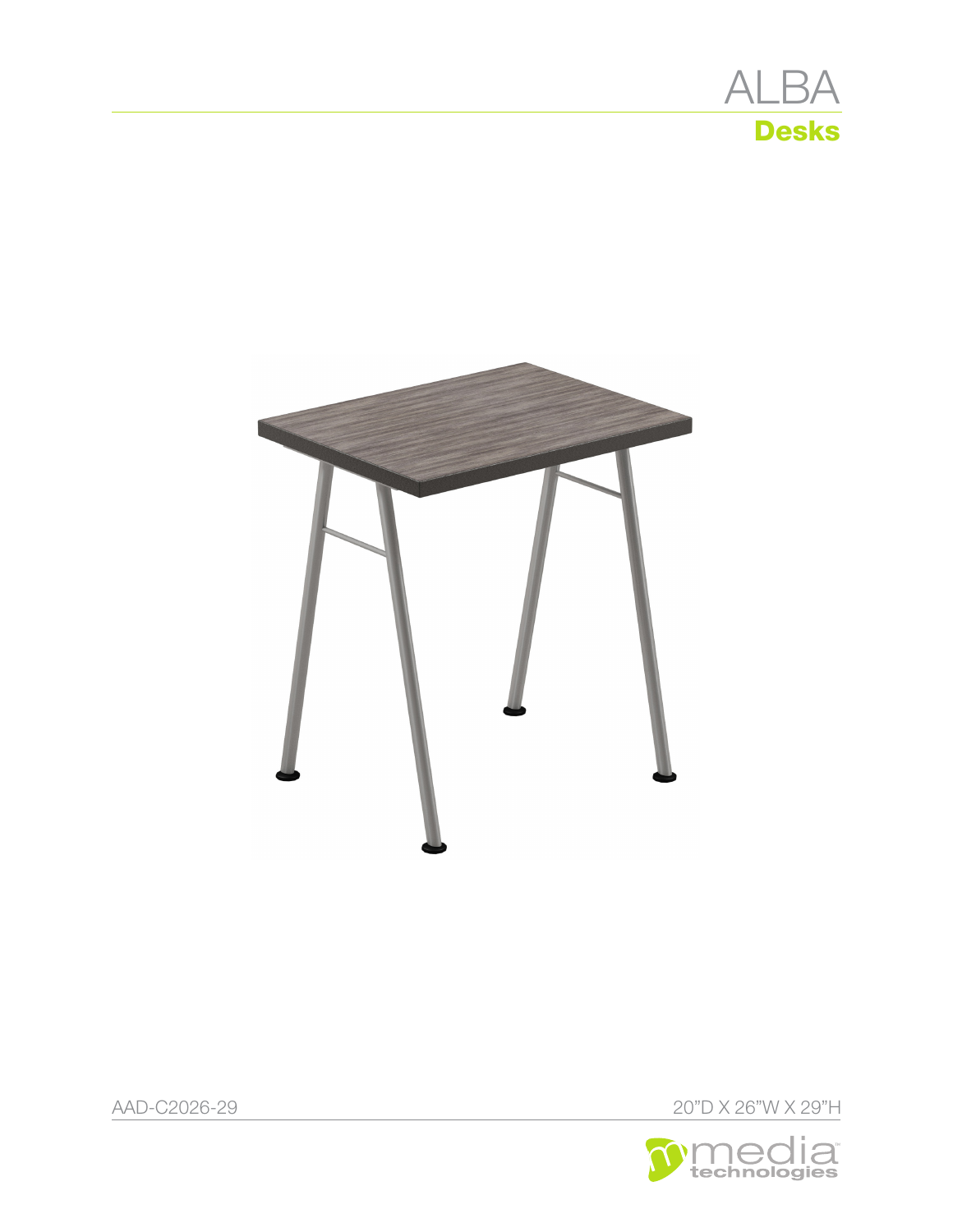# ALBA

## Desks

AAD-C2026-29

20"D X 26"W X 29"H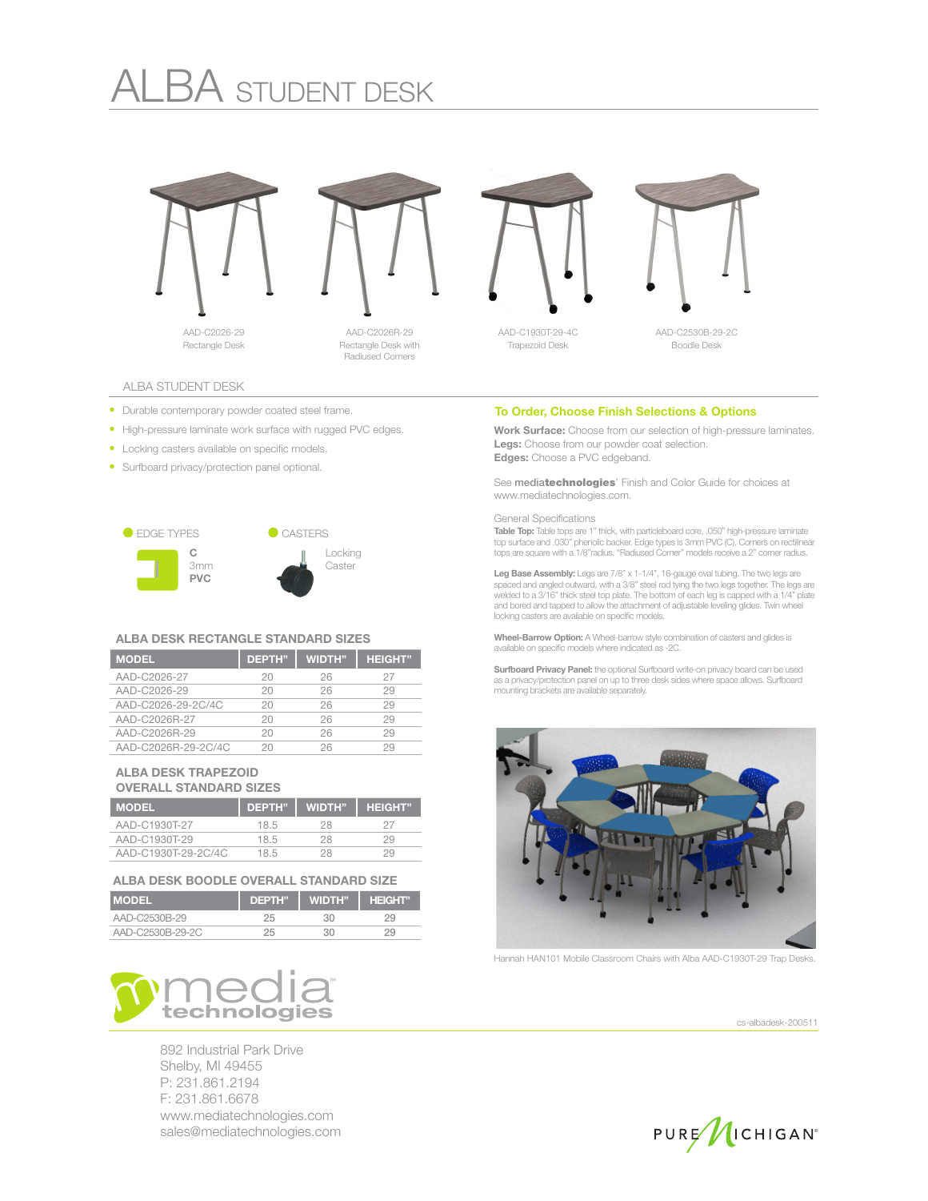# ALBA STUDENT DESK

AAD-C2026-29
Rectangle Desk

AAD-C2026R-29
Rectangle Desk with Radiused Corners

AAD-C1930T-29-4C
Trapezoid Desk

AAD-C2530B-29-2C
Boodle Desk

## ALBA STUDENT DESK

- Durable contemporary powder coated steel frame.
- High-pressure laminate work surface with rugged PVC edges.
- Locking casters available on specific models.
- Surfboard privacy/protection panel optional.

EDGE TYPES

C
3mm
PVC

CASTERS

Locking
Caster

### ALBA DESK RECTANGLE STANDARD SIZES

| MODEL | DEPTH" | WIDTH" | HEIGHT" |
|---|---|---|---|
| AAD-C2026-27 | 20 | 26 | 27 |
| AAD-C2026-29 | 20 | 26 | 29 |
| AAD-C2026-29-2C/4C | 20 | 26 | 29 |
| AAD-C2026R-27 | 20 | 26 | 29 |
| AAD-C2026R-29 | 20 | 26 | 29 |
| AAD-C2026R-29-2C/4C | 20 | 26 | 29 |

### ALBA DESK TRAPEZOID OVERALL STANDARD SIZES

| MODEL | DEPTH" | WIDTH" | HEIGHT" |
|---|---|---|---|
| AAD-C1930T-27 | 18.5 | 28 | 27 |
| AAD-C1930T-29 | 18.5 | 28 | 29 |
| AAD-C1930T-29-2C/4C | 18.5 | 28 | 29 |

### ALBA DESK BOODLE OVERALL STANDARD SIZE

| MODEL | DEPTH" | WIDTH" | HEIGHT" |
|---|---|---|---|
| AAD-C2530B-29 | 25 | 30 | 29 |
| AAD-C2530B-29-2C | 25 | 30 | 29 |

### To Order, Choose Finish Selections & Options

**Work Surface:** Choose from our selection of high-pressure laminates.
**Legs:** Choose from our powder coat selection.
**Edges:** Choose a PVC edgeband.

See media**technologies**' Finish and Color Guide for choices at www.mediatechnologies.com.

General Specifications

**Table Top:** Table tops are 1" thick, with particleboard core, .050" high-pressure laminate top surface and .030" phenolic backer. Edge types is 3mm PVC (C). Corners on rectilinear tops are square with a 1/8"radius. "Radiused Corner" models receive a 2" corner radius.

**Leg Base Assembly:** Legs are 7/8" x 1-1/4", 16-gauge oval tubing. The two legs are spaced and angled outward, with a 3/8" steel rod tying the two legs together. The legs are welded to a 3/16" thick steel top plate. The bottom of each leg is capped with a 1/4" plate and bored and tapped to allow the attachment of adjustable leveling glides. Twin wheel locking casters are available on specific models.

**Wheel-Barrow Option:** A Wheel-barrow style combination of casters and glides is available on specific models where indicated as -2C.

**Surfboard Privacy Panel:** the optional Surfboard write-on privacy board can be used as a privacy/protection panel on up to three desk sides where space allows. Surfboard mounting brackets are available separately.

Hannah HAN101 Mobile Classroom Chairs with Alba AAD-C1930T-29 Trap Desks.

cs-albadesk-200511

media technologies

892 Industrial Park Drive
Shelby, MI 49455
P: 231.861.2194
F: 231.861.6678
www.mediatechnologies.com
sales@mediatechnologies.com

PURE MICHIGAN®